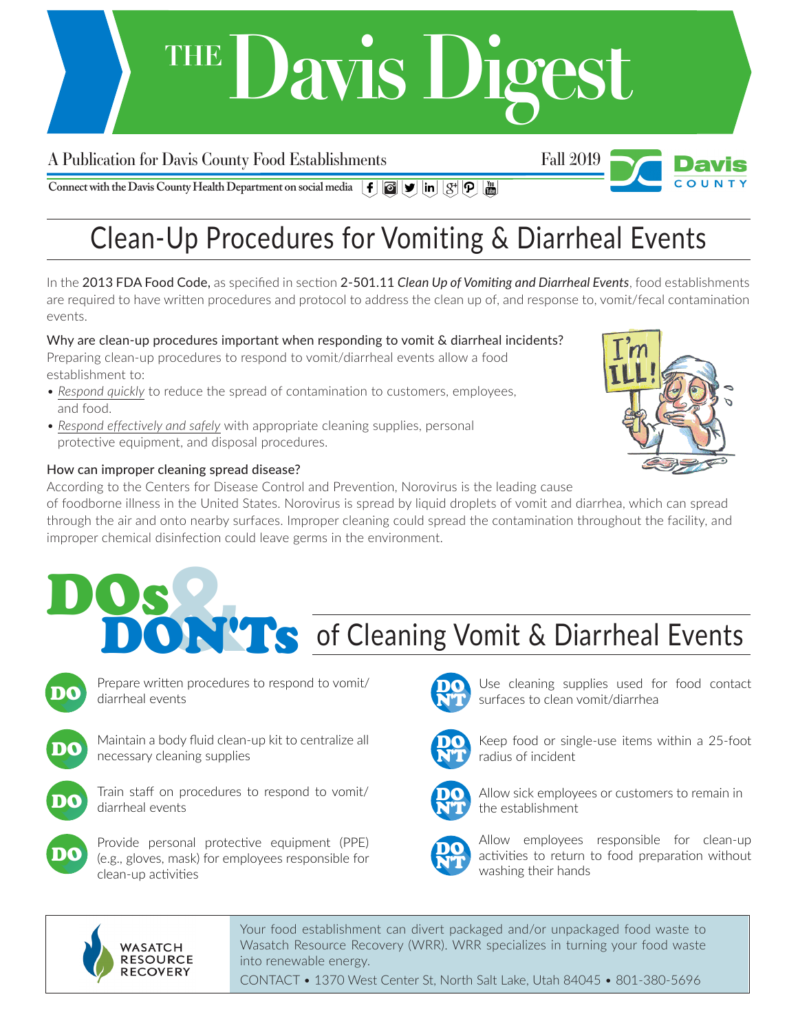# THE Davis Digest

A Publication for Davis County Food Establishments — Fall 2019

Connect with the Davis County Health Department on social media

## Clean-Up Procedures for Vomiting & Diarrheal Events

In the 2013 FDA Food Code, as specified in section 2-501.11 *Clean Up of Vomiting and Diarrheal Events*, food establishments are required to have written procedures and protocol to address the clean up of, and response to, vomit/fecal contamination events.

### Why are clean-up procedures important when responding to vomit & diarrheal incidents?

Preparing clean-up procedures to respond to vomit/diarrheal events allow a food establishment to:

- *Respond quickly* to reduce the spread of contamination to customers, employees, and food.
- *Respond effectively and safely* with appropriate cleaning supplies, personal protective equipment, and disposal procedures.

### How can improper cleaning spread disease?

According to the Centers for Disease Control and Prevention, Norovirus is the leading cause of foodborne illness in the United States. Norovirus is spread by liquid droplets of vomit and diarrhea, which can spread through the air and onto nearby surfaces. Improper cleaning could spread the contamination throughout the facility, and improper chemical disinfection could leave germs in the environment.

## DOs & DON'Ts of Cleaning Vomit & Diarrheal Events

- **DO** Prepare written procedures to respond to vomit/diarrheal events
- **DO** Maintain a body fluid clean-up kit to centralize all necessary cleaning supplies
- **DO** Train staff on procedures to respond to vomit/diarrheal events
- **DO** Provide personal protective equipment (PPE) (e.g., gloves, mask) for employees responsible for clean-up activities
- **DON'T** Use cleaning supplies used for food contact surfaces to clean vomit/diarrhea
- **DON'T** Keep food or single-use items within a 25-foot radius of incident
- **DON'T** Allow sick employees or customers to remain in the establishment
- **DON'T** Allow employees responsible for clean-up activities to return to food preparation without washing their hands

WASATCH RESOURCE RECOVERY

Your food establishment can divert packaged and/or unpackaged food waste to Wasatch Resource Recovery (WRR). WRR specializes in turning your food waste into renewable energy.

CONTACT • 1370 West Center St, North Salt Lake, Utah 84045 • 801-380-5696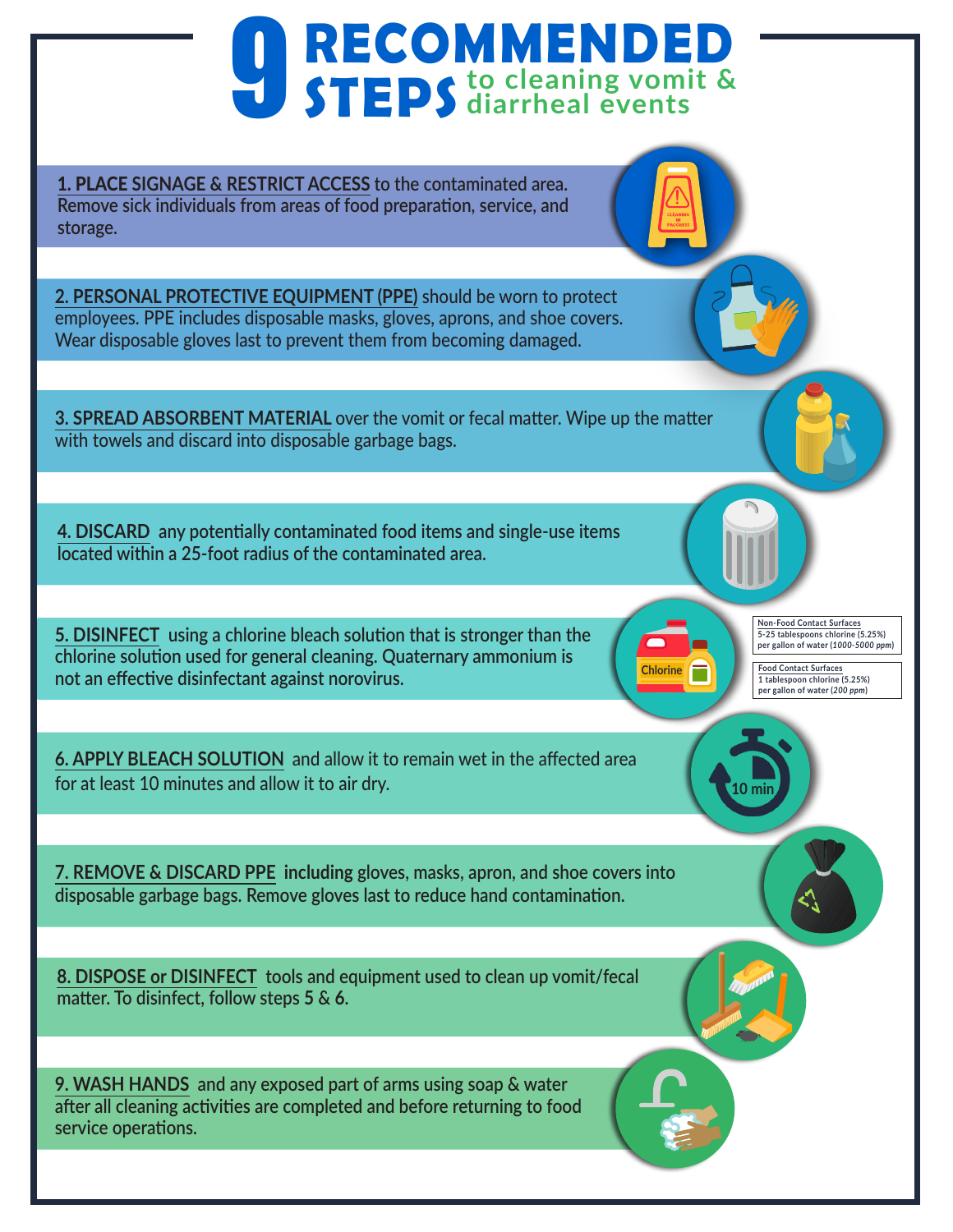# 9 RECOMMENDED STEPS to cleaning vomit & diarrheal events

**1. PLACE SIGNAGE & RESTRICT ACCESS** to the contaminated area. Remove sick individuals from areas of food preparation, service, and storage.

**2. PERSONAL PROTECTIVE EQUIPMENT (PPE)** should be worn to protect employees. PPE includes disposable masks, gloves, aprons, and shoe covers. Wear disposable gloves last to prevent them from becoming damaged.

**3. SPREAD ABSORBENT MATERIAL** over the vomit or fecal matter. Wipe up the matter with towels and discard into disposable garbage bags.

**4. DISCARD** any potentially contaminated food items and single-use items located within a 25-foot radius of the contaminated area.

**5. DISINFECT** using a chlorine bleach solution that is stronger than the chlorine solution used for general cleaning. Quaternary ammonium is not an effective disinfectant against norovirus.

| Non-Food Contact Surfaces |
| --- |
| 5-25 tablespoons chlorine (5.25%) per gallon of water (*1000-5000 ppm*) |

| Food Contact Surfaces |
| --- |
| 1 tablespoon chlorine (5.25%) per gallon of water (*200 ppm*) |

**6. APPLY BLEACH SOLUTION** and allow it to remain wet in the affected area for at least 10 minutes and allow it to air dry.

**7. REMOVE & DISCARD PPE including** gloves, masks, apron, and shoe covers into disposable garbage bags. Remove gloves last to reduce hand contamination.

**8. DISPOSE or DISINFECT** tools and equipment used to clean up vomit/fecal matter. To disinfect, follow steps **5** & **6**.

**9. WASH HANDS** and any exposed part of arms using soap & water after all cleaning activities are completed and before returning to food service operations.